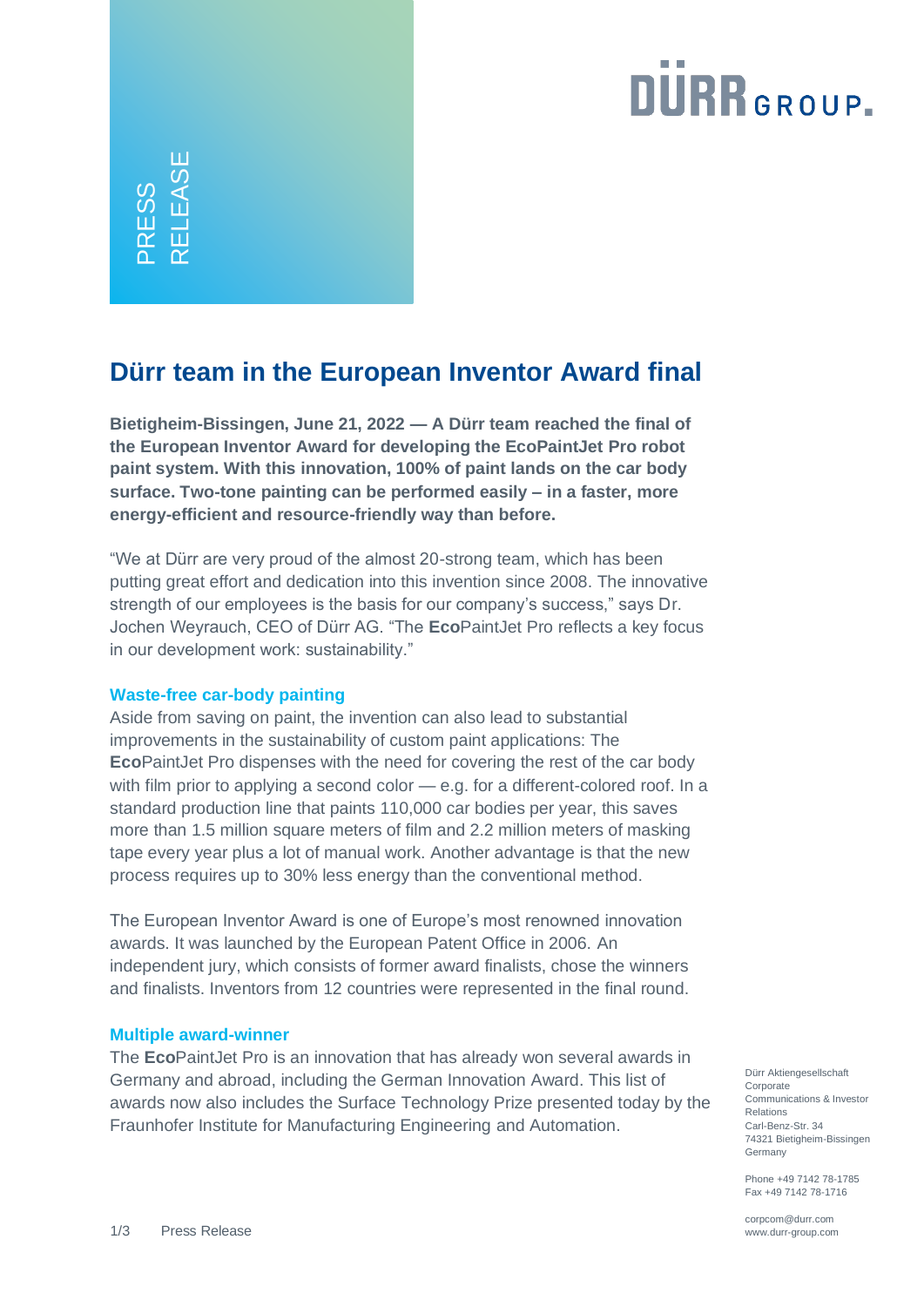PRESS RELEASE

DÜRR GROUP.

# Dürr team in the European Inventor Award final

**Bietigheim-Bissingen, June 21, 2022 — A Dürr team reached the final of the European Inventor Award for developing the EcoPaintJet Pro robot paint system. With this innovation, 100% of paint lands on the car body surface. Two-tone painting can be performed easily – in a faster, more energy-efficient and resource-friendly way than before.**

“We at Dürr are very proud of the almost 20-strong team, which has been putting great effort and dedication into this invention since 2008. The innovative strength of our employees is the basis for our company’s success,” says Dr. Jochen Weyrauch, CEO of Dürr AG. “The **Eco**PaintJet Pro reflects a key focus in our development work: sustainability.”

### Waste-free car-body painting

Aside from saving on paint, the invention can also lead to substantial improvements in the sustainability of custom paint applications: The **Eco**PaintJet Pro dispenses with the need for covering the rest of the car body with film prior to applying a second color — e.g. for a different-colored roof. In a standard production line that paints 110,000 car bodies per year, this saves more than 1.5 million square meters of film and 2.2 million meters of masking tape every year plus a lot of manual work. Another advantage is that the new process requires up to 30% less energy than the conventional method.

The European Inventor Award is one of Europe’s most renowned innovation awards. It was launched by the European Patent Office in 2006. An independent jury, which consists of former award finalists, chose the winners and finalists. Inventors from 12 countries were represented in the final round.

### Multiple award-winner

The **Eco**PaintJet Pro is an innovation that has already won several awards in Germany and abroad, including the German Innovation Award. This list of awards now also includes the Surface Technology Prize presented today by the Fraunhofer Institute for Manufacturing Engineering and Automation.

Dürr Aktiengesellschaft
Corporate Communications & Investor Relations
Carl-Benz-Str. 34
74321 Bietigheim-Bissingen
Germany

Phone +49 7142 78-1785
Fax +49 7142 78-1716

corpcom@durr.com
www.durr-group.com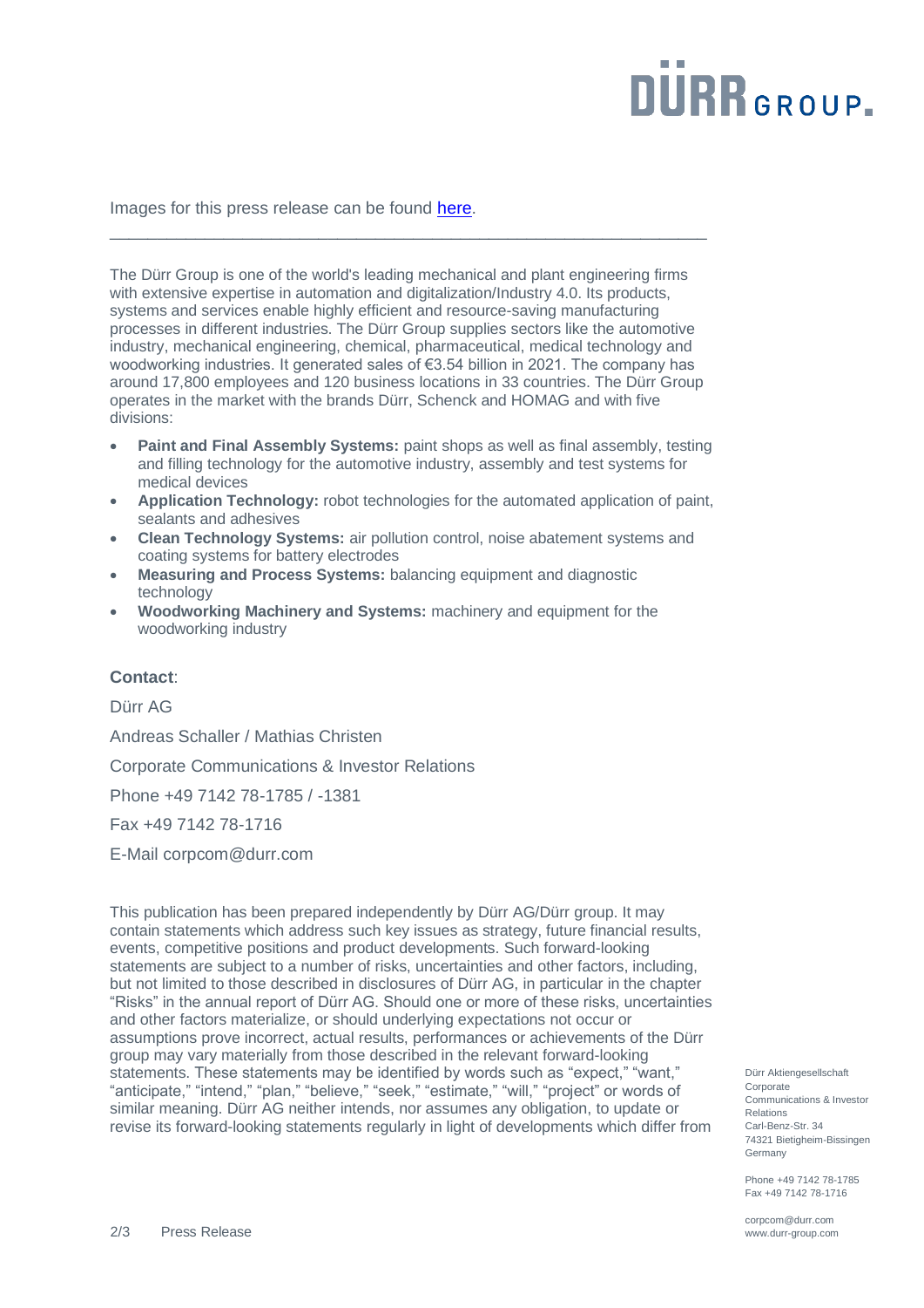Images for this press release can be found [here](here).

---

The Dürr Group is one of the world's leading mechanical and plant engineering firms with extensive expertise in automation and digitalization/Industry 4.0. Its products, systems and services enable highly efficient and resource-saving manufacturing processes in different industries. The Dürr Group supplies sectors like the automotive industry, mechanical engineering, chemical, pharmaceutical, medical technology and woodworking industries. It generated sales of €3.54 billion in 2021. The company has around 17,800 employees and 120 business locations in 33 countries. The Dürr Group operates in the market with the brands Dürr, Schenck and HOMAG and with five divisions:

- **Paint and Final Assembly Systems:** paint shops as well as final assembly, testing and filling technology for the automotive industry, assembly and test systems for medical devices
- **Application Technology:** robot technologies for the automated application of paint, sealants and adhesives
- **Clean Technology Systems:** air pollution control, noise abatement systems and coating systems for battery electrodes
- **Measuring and Process Systems:** balancing equipment and diagnostic technology
- **Woodworking Machinery and Systems:** machinery and equipment for the woodworking industry

**Contact**:

Dürr AG

Andreas Schaller / Mathias Christen

Corporate Communications & Investor Relations

Phone +49 7142 78-1785 / -1381

Fax +49 7142 78-1716

E-Mail corpcom@durr.com

This publication has been prepared independently by Dürr AG/Dürr group. It may contain statements which address such key issues as strategy, future financial results, events, competitive positions and product developments. Such forward-looking statements are subject to a number of risks, uncertainties and other factors, including, but not limited to those described in disclosures of Dürr AG, in particular in the chapter "Risks" in the annual report of Dürr AG. Should one or more of these risks, uncertainties and other factors materialize, or should underlying expectations not occur or assumptions prove incorrect, actual results, performances or achievements of the Dürr group may vary materially from those described in the relevant forward-looking statements. These statements may be identified by words such as "expect," "want," "anticipate," "intend," "plan," "believe," "seek," "estimate," "will," "project" or words of similar meaning. Dürr AG neither intends, nor assumes any obligation, to update or revise its forward-looking statements regularly in light of developments which differ from

Dürr Aktiengesellschaft
Corporate Communications & Investor Relations
Carl-Benz-Str. 34
74321 Bietigheim-Bissingen
Germany

Phone +49 7142 78-1785
Fax +49 7142 78-1716

corpcom@durr.com
www.durr-group.com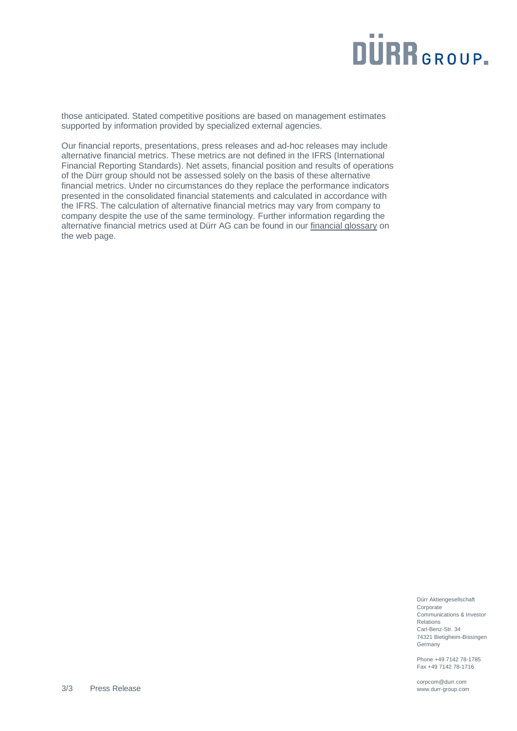those anticipated. Stated competitive positions are based on management estimates supported by information provided by specialized external agencies.

Our financial reports, presentations, press releases and ad-hoc releases may include alternative financial metrics. These metrics are not defined in the IFRS (International Financial Reporting Standards). Net assets, financial position and results of operations of the Dürr group should not be assessed solely on the basis of these alternative financial metrics. Under no circumstances do they replace the performance indicators presented in the consolidated financial statements and calculated in accordance with the IFRS. The calculation of alternative financial metrics may vary from company to company despite the use of the same terminology. Further information regarding the alternative financial metrics used at Dürr AG can be found in our financial glossary on the web page.

Dürr Aktiengesellschaft
Corporate
Communications & Investor
Relations
Carl-Benz-Str. 34
74321 Bietigheim-Bissingen
Germany

Phone +49 7142 78-1785
Fax +49 7142 78-1716

corpcom@durr.com
www.durr-group.com